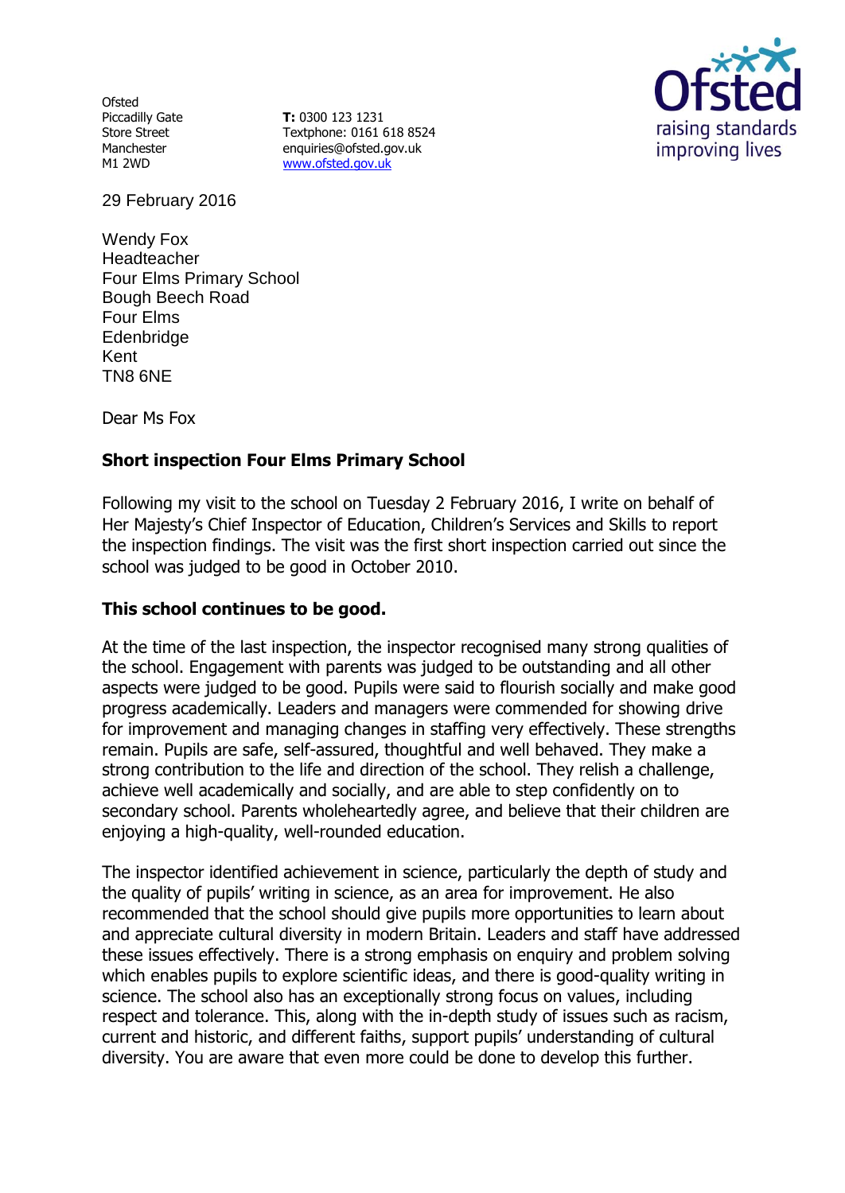Ofsted
Piccadilly Gate
Store Street
Manchester
M1 2WD

**T:** 0300 123 1231
Textphone: 0161 618 8524
enquiries@ofsted.gov.uk
www.ofsted.gov.uk

Ofsted raising standards improving lives

29 February 2016

Wendy Fox
Headteacher
Four Elms Primary School
Bough Beech Road
Four Elms
Edenbridge
Kent
TN8 6NE

Dear Ms Fox

**Short inspection Four Elms Primary School**

Following my visit to the school on Tuesday 2 February 2016, I write on behalf of Her Majesty's Chief Inspector of Education, Children's Services and Skills to report the inspection findings. The visit was the first short inspection carried out since the school was judged to be good in October 2010.

**This school continues to be good.**

At the time of the last inspection, the inspector recognised many strong qualities of the school. Engagement with parents was judged to be outstanding and all other aspects were judged to be good. Pupils were said to flourish socially and make good progress academically. Leaders and managers were commended for showing drive for improvement and managing changes in staffing very effectively. These strengths remain. Pupils are safe, self-assured, thoughtful and well behaved. They make a strong contribution to the life and direction of the school. They relish a challenge, achieve well academically and socially, and are able to step confidently on to secondary school. Parents wholeheartedly agree, and believe that their children are enjoying a high-quality, well-rounded education.

The inspector identified achievement in science, particularly the depth of study and the quality of pupils' writing in science, as an area for improvement. He also recommended that the school should give pupils more opportunities to learn about and appreciate cultural diversity in modern Britain. Leaders and staff have addressed these issues effectively. There is a strong emphasis on enquiry and problem solving which enables pupils to explore scientific ideas, and there is good-quality writing in science. The school also has an exceptionally strong focus on values, including respect and tolerance. This, along with the in-depth study of issues such as racism, current and historic, and different faiths, support pupils' understanding of cultural diversity. You are aware that even more could be done to develop this further.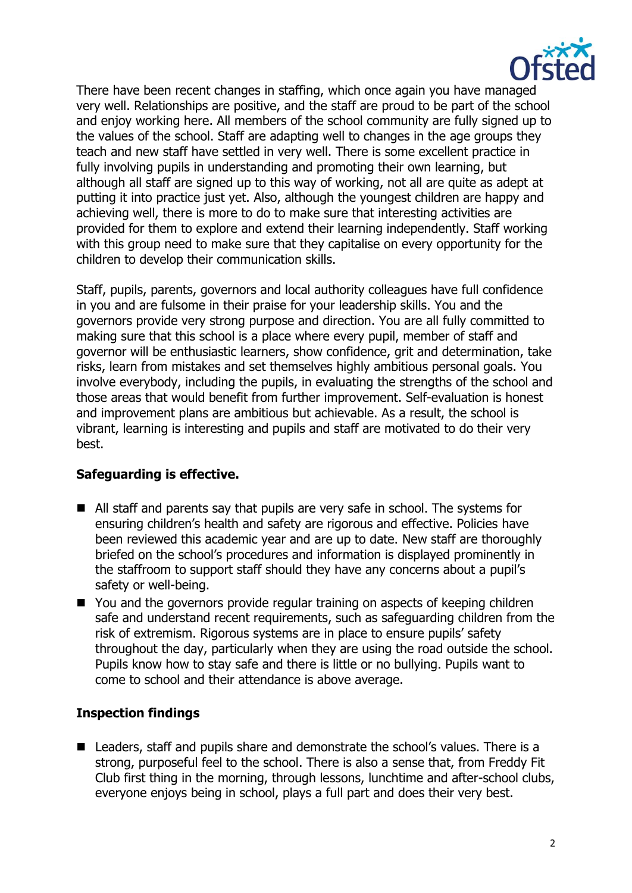There have been recent changes in staffing, which once again you have managed very well. Relationships are positive, and the staff are proud to be part of the school and enjoy working here. All members of the school community are fully signed up to the values of the school. Staff are adapting well to changes in the age groups they teach and new staff have settled in very well. There is some excellent practice in fully involving pupils in understanding and promoting their own learning, but although all staff are signed up to this way of working, not all are quite as adept at putting it into practice just yet. Also, although the youngest children are happy and achieving well, there is more to do to make sure that interesting activities are provided for them to explore and extend their learning independently. Staff working with this group need to make sure that they capitalise on every opportunity for the children to develop their communication skills.

Staff, pupils, parents, governors and local authority colleagues have full confidence in you and are fulsome in their praise for your leadership skills. You and the governors provide very strong purpose and direction. You are all fully committed to making sure that this school is a place where every pupil, member of staff and governor will be enthusiastic learners, show confidence, grit and determination, take risks, learn from mistakes and set themselves highly ambitious personal goals. You involve everybody, including the pupils, in evaluating the strengths of the school and those areas that would benefit from further improvement. Self-evaluation is honest and improvement plans are ambitious but achievable. As a result, the school is vibrant, learning is interesting and pupils and staff are motivated to do their very best.

**Safeguarding is effective.**

- All staff and parents say that pupils are very safe in school. The systems for ensuring children's health and safety are rigorous and effective. Policies have been reviewed this academic year and are up to date. New staff are thoroughly briefed on the school's procedures and information is displayed prominently in the staffroom to support staff should they have any concerns about a pupil's safety or well-being.
- You and the governors provide regular training on aspects of keeping children safe and understand recent requirements, such as safeguarding children from the risk of extremism. Rigorous systems are in place to ensure pupils' safety throughout the day, particularly when they are using the road outside the school. Pupils know how to stay safe and there is little or no bullying. Pupils want to come to school and their attendance is above average.

**Inspection findings**

- Leaders, staff and pupils share and demonstrate the school's values. There is a strong, purposeful feel to the school. There is also a sense that, from Freddy Fit Club first thing in the morning, through lessons, lunchtime and after-school clubs, everyone enjoys being in school, plays a full part and does their very best.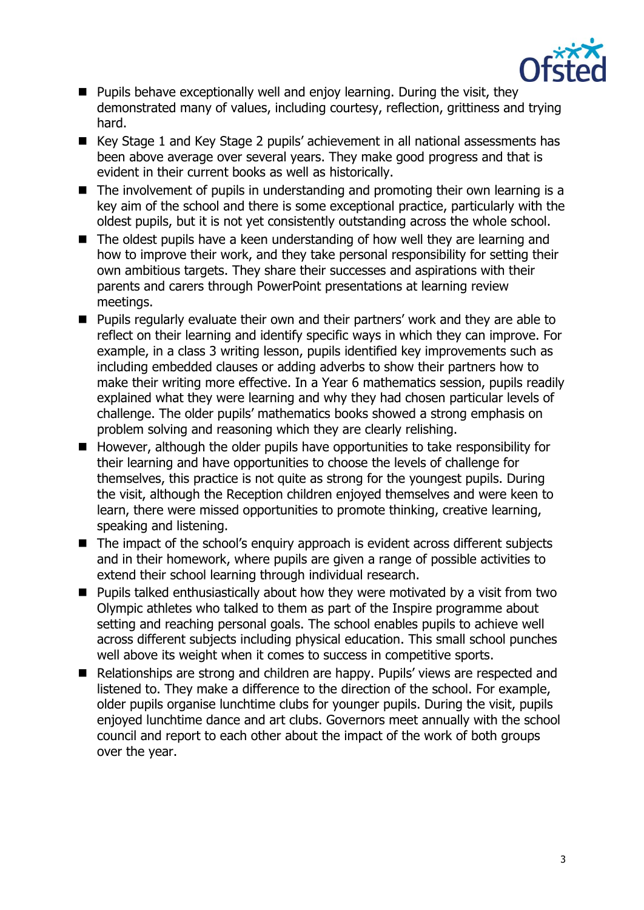- Pupils behave exceptionally well and enjoy learning. During the visit, they demonstrated many of values, including courtesy, reflection, grittiness and trying hard.
- Key Stage 1 and Key Stage 2 pupils' achievement in all national assessments has been above average over several years. They make good progress and that is evident in their current books as well as historically.
- The involvement of pupils in understanding and promoting their own learning is a key aim of the school and there is some exceptional practice, particularly with the oldest pupils, but it is not yet consistently outstanding across the whole school.
- The oldest pupils have a keen understanding of how well they are learning and how to improve their work, and they take personal responsibility for setting their own ambitious targets. They share their successes and aspirations with their parents and carers through PowerPoint presentations at learning review meetings.
- Pupils regularly evaluate their own and their partners' work and they are able to reflect on their learning and identify specific ways in which they can improve. For example, in a class 3 writing lesson, pupils identified key improvements such as including embedded clauses or adding adverbs to show their partners how to make their writing more effective. In a Year 6 mathematics session, pupils readily explained what they were learning and why they had chosen particular levels of challenge. The older pupils' mathematics books showed a strong emphasis on problem solving and reasoning which they are clearly relishing.
- However, although the older pupils have opportunities to take responsibility for their learning and have opportunities to choose the levels of challenge for themselves, this practice is not quite as strong for the youngest pupils. During the visit, although the Reception children enjoyed themselves and were keen to learn, there were missed opportunities to promote thinking, creative learning, speaking and listening.
- The impact of the school's enquiry approach is evident across different subjects and in their homework, where pupils are given a range of possible activities to extend their school learning through individual research.
- Pupils talked enthusiastically about how they were motivated by a visit from two Olympic athletes who talked to them as part of the Inspire programme about setting and reaching personal goals. The school enables pupils to achieve well across different subjects including physical education. This small school punches well above its weight when it comes to success in competitive sports.
- Relationships are strong and children are happy. Pupils' views are respected and listened to. They make a difference to the direction of the school. For example, older pupils organise lunchtime clubs for younger pupils. During the visit, pupils enjoyed lunchtime dance and art clubs. Governors meet annually with the school council and report to each other about the impact of the work of both groups over the year.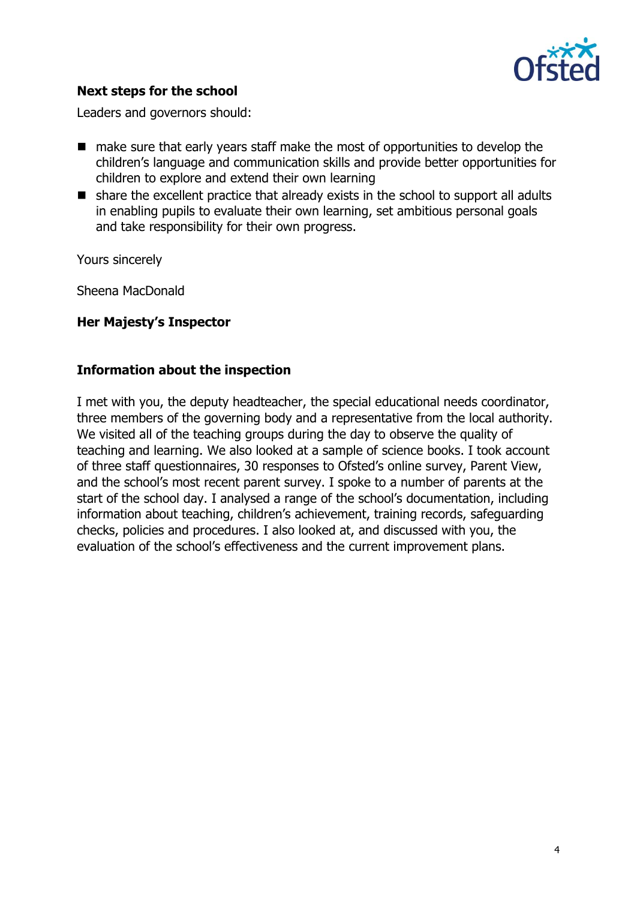**Next steps for the school**

Leaders and governors should:

- make sure that early years staff make the most of opportunities to develop the children's language and communication skills and provide better opportunities for children to explore and extend their own learning
- share the excellent practice that already exists in the school to support all adults in enabling pupils to evaluate their own learning, set ambitious personal goals and take responsibility for their own progress.

Yours sincerely

Sheena MacDonald

**Her Majesty's Inspector**

**Information about the inspection**

I met with you, the deputy headteacher, the special educational needs coordinator, three members of the governing body and a representative from the local authority. We visited all of the teaching groups during the day to observe the quality of teaching and learning. We also looked at a sample of science books. I took account of three staff questionnaires, 30 responses to Ofsted's online survey, Parent View, and the school's most recent parent survey. I spoke to a number of parents at the start of the school day. I analysed a range of the school's documentation, including information about teaching, children's achievement, training records, safeguarding checks, policies and procedures. I also looked at, and discussed with you, the evaluation of the school's effectiveness and the current improvement plans.